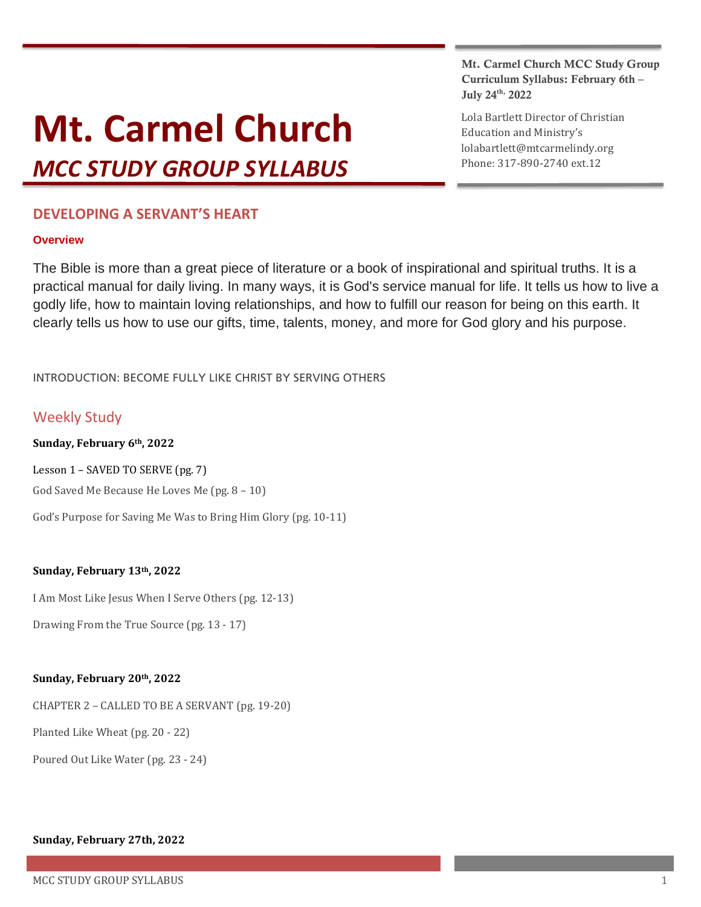# Mt. Carmel Church

## *MCC STUDY GROUP SYLLABUS*

**Mt. Carmel Church MCC Study Group Curriculum Syllabus: February 6th – July 24th, 2022**

Lola Bartlett Director of Christian Education and Ministry's
lolabartlett@mtcarmelindy.org
Phone: 317-890-2740 ext.12

## DEVELOPING A SERVANT'S HEART

### Overview

The Bible is more than a great piece of literature or a book of inspirational and spiritual truths. It is a practical manual for daily living. In many ways, it is God's service manual for life. It tells us how to live a godly life, how to maintain loving relationships, and how to fulfill our reason for being on this earth. It clearly tells us how to use our gifts, time, talents, money, and more for God glory and his purpose.

INTRODUCTION: BECOME FULLY LIKE CHRIST BY SERVING OTHERS

## Weekly Study

**Sunday, February 6th, 2022**

Lesson 1 – SAVED TO SERVE (pg. 7)

God Saved Me Because He Loves Me (pg. 8 – 10)

God's Purpose for Saving Me Was to Bring Him Glory (pg. 10-11)

**Sunday, February 13th, 2022**

I Am Most Like Jesus When I Serve Others (pg. 12-13)

Drawing From the True Source (pg. 13 - 17)

**Sunday, February 20th, 2022**

CHAPTER 2 – CALLED TO BE A SERVANT (pg. 19-20)

Planted Like Wheat (pg. 20 - 22)

Poured Out Like Water (pg. 23 - 24)

**Sunday, February 27th, 2022**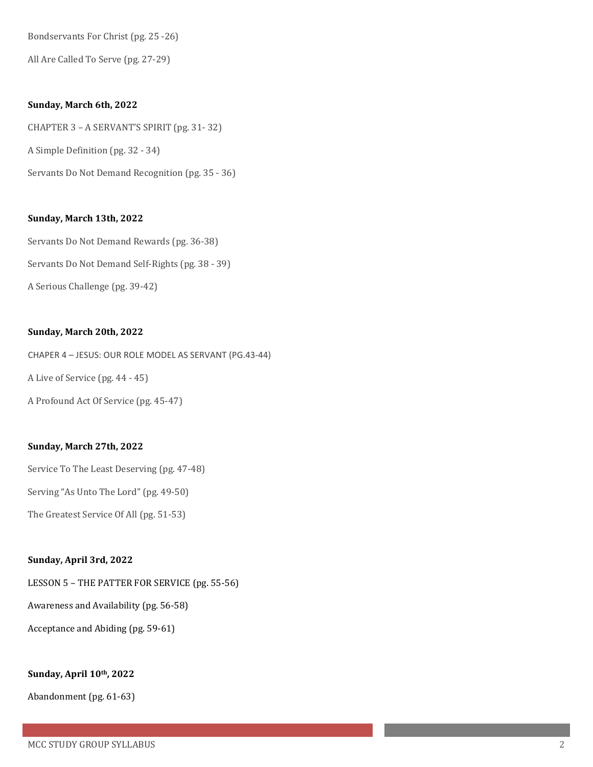Bondservants For Christ (pg. 25 -26)

All Are Called To Serve (pg. 27-29)

**Sunday, March 6th, 2022**

CHAPTER 3 – A SERVANT'S SPIRIT (pg. 31- 32)

A Simple Definition (pg. 32 - 34)

Servants Do Not Demand Recognition (pg. 35 - 36)

**Sunday, March 13th, 2022**

Servants Do Not Demand Rewards (pg. 36-38)

Servants Do Not Demand Self-Rights (pg. 38 - 39)

A Serious Challenge (pg. 39-42)

**Sunday, March 20th, 2022**

CHAPER 4 – JESUS: OUR ROLE MODEL AS SERVANT (PG.43-44)

A Live of Service (pg. 44 - 45)

A Profound Act Of Service (pg. 45-47)

**Sunday, March 27th, 2022**

Service To The Least Deserving (pg. 47-48)

Serving "As Unto The Lord" (pg. 49-50)

The Greatest Service Of All (pg. 51-53)

**Sunday, April 3rd, 2022**

LESSON 5 – THE PATTER FOR SERVICE (pg. 55-56)

Awareness and Availability (pg. 56-58)

Acceptance and Abiding (pg. 59-61)

**Sunday, April 10th, 2022**

Abandonment (pg. 61-63)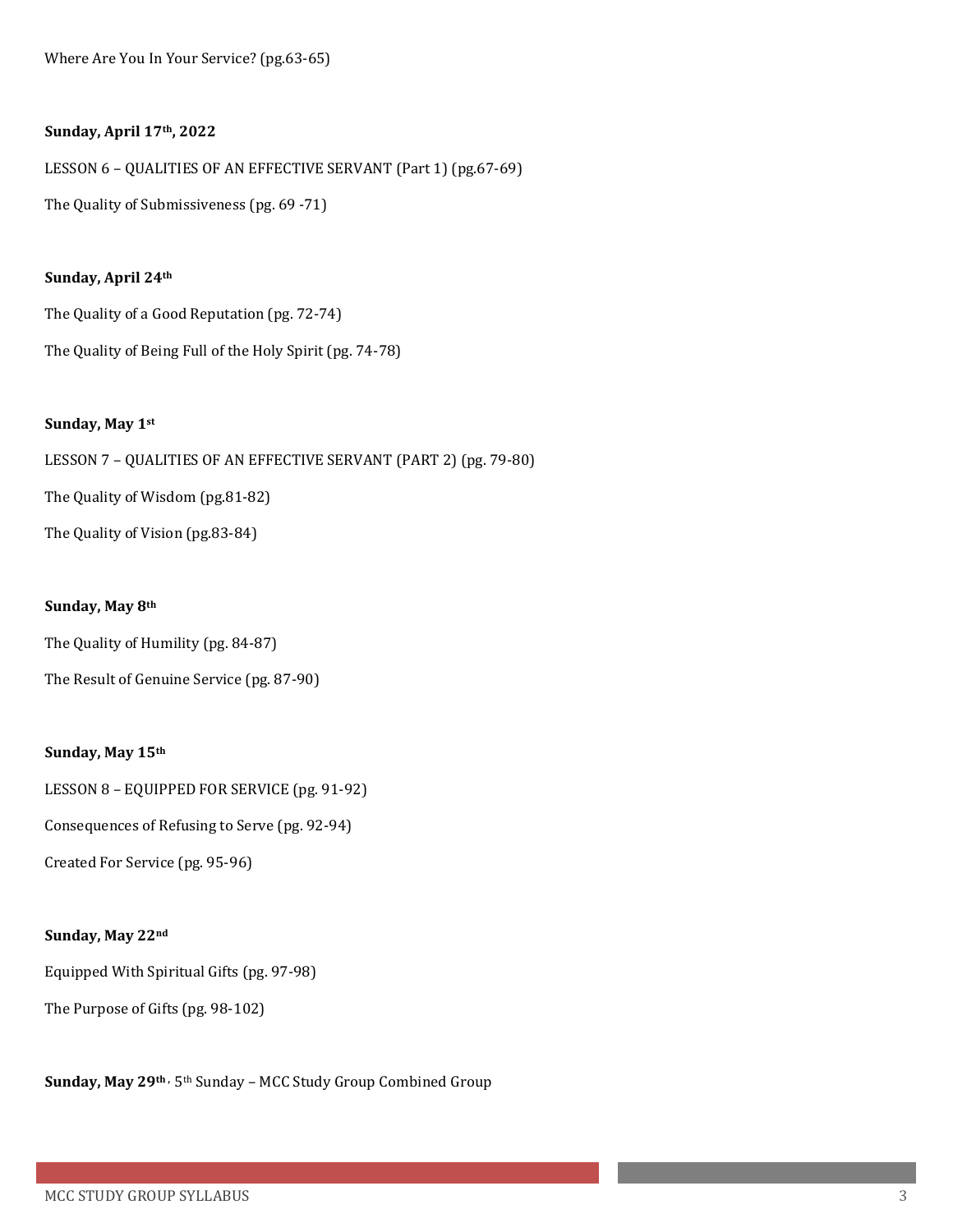Where Are You In Your Service? (pg.63-65)

**Sunday, April 17th, 2022**

LESSON 6 – QUALITIES OF AN EFFECTIVE SERVANT (Part 1) (pg.67-69)

The Quality of Submissiveness (pg. 69 -71)

**Sunday, April 24th**

The Quality of a Good Reputation (pg. 72-74)

The Quality of Being Full of the Holy Spirit (pg. 74-78)

**Sunday, May 1st**

LESSON 7 – QUALITIES OF AN EFFECTIVE SERVANT (PART 2) (pg. 79-80)

The Quality of Wisdom (pg.81-82)

The Quality of Vision (pg.83-84)

**Sunday, May 8th**

The Quality of Humility (pg. 84-87)

The Result of Genuine Service (pg. 87-90)

**Sunday, May 15th**

LESSON 8 – EQUIPPED FOR SERVICE (pg. 91-92)

Consequences of Refusing to Serve (pg. 92-94)

Created For Service (pg. 95-96)

**Sunday, May 22nd**

Equipped With Spiritual Gifts (pg. 97-98)

The Purpose of Gifts (pg. 98-102)

**Sunday, May 29th**, 5th Sunday – MCC Study Group Combined Group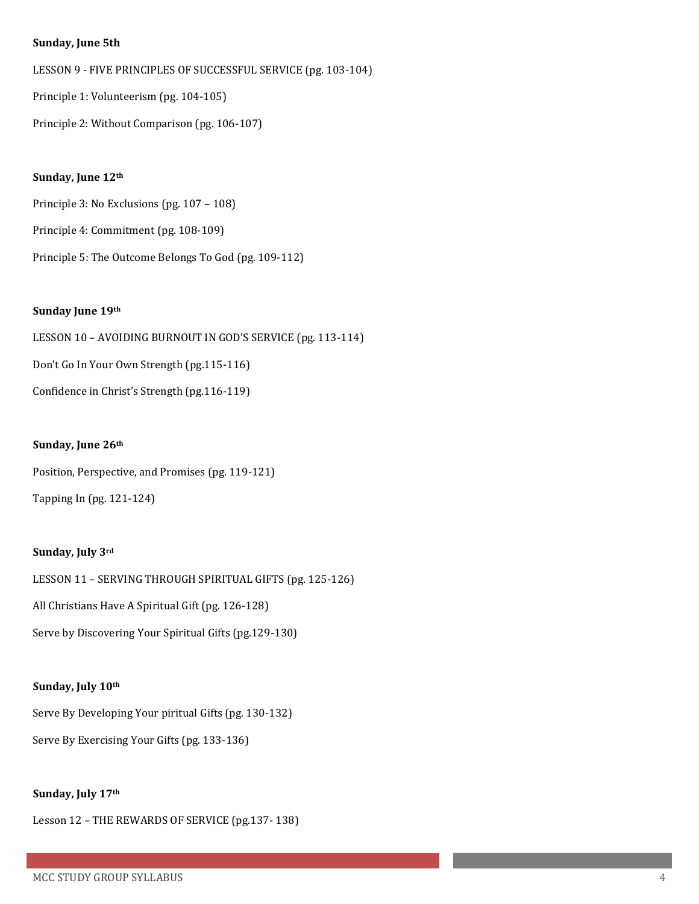**Sunday, June 5th**

LESSON 9 - FIVE PRINCIPLES OF SUCCESSFUL SERVICE (pg. 103-104)

Principle 1: Volunteerism (pg. 104-105)

Principle 2: Without Comparison (pg. 106-107)

**Sunday, June 12th**

Principle 3: No Exclusions (pg. 107 – 108)

Principle 4: Commitment (pg. 108-109)

Principle 5: The Outcome Belongs To God (pg. 109-112)

**Sunday June 19th**

LESSON 10 – AVOIDING BURNOUT IN GOD'S SERVICE (pg. 113-114)

Don't Go In Your Own Strength (pg.115-116)

Confidence in Christ's Strength (pg.116-119)

**Sunday, June 26th**

Position, Perspective, and Promises (pg. 119-121)

Tapping In (pg. 121-124)

**Sunday, July 3rd**

LESSON 11 – SERVING THROUGH SPIRITUAL GIFTS (pg. 125-126)

All Christians Have A Spiritual Gift (pg. 126-128)

Serve by Discovering Your Spiritual Gifts (pg.129-130)

**Sunday, July 10th**

Serve By Developing Your piritual Gifts (pg. 130-132)

Serve By Exercising Your Gifts (pg. 133-136)

**Sunday, July 17th**

Lesson 12 – THE REWARDS OF SERVICE (pg.137- 138)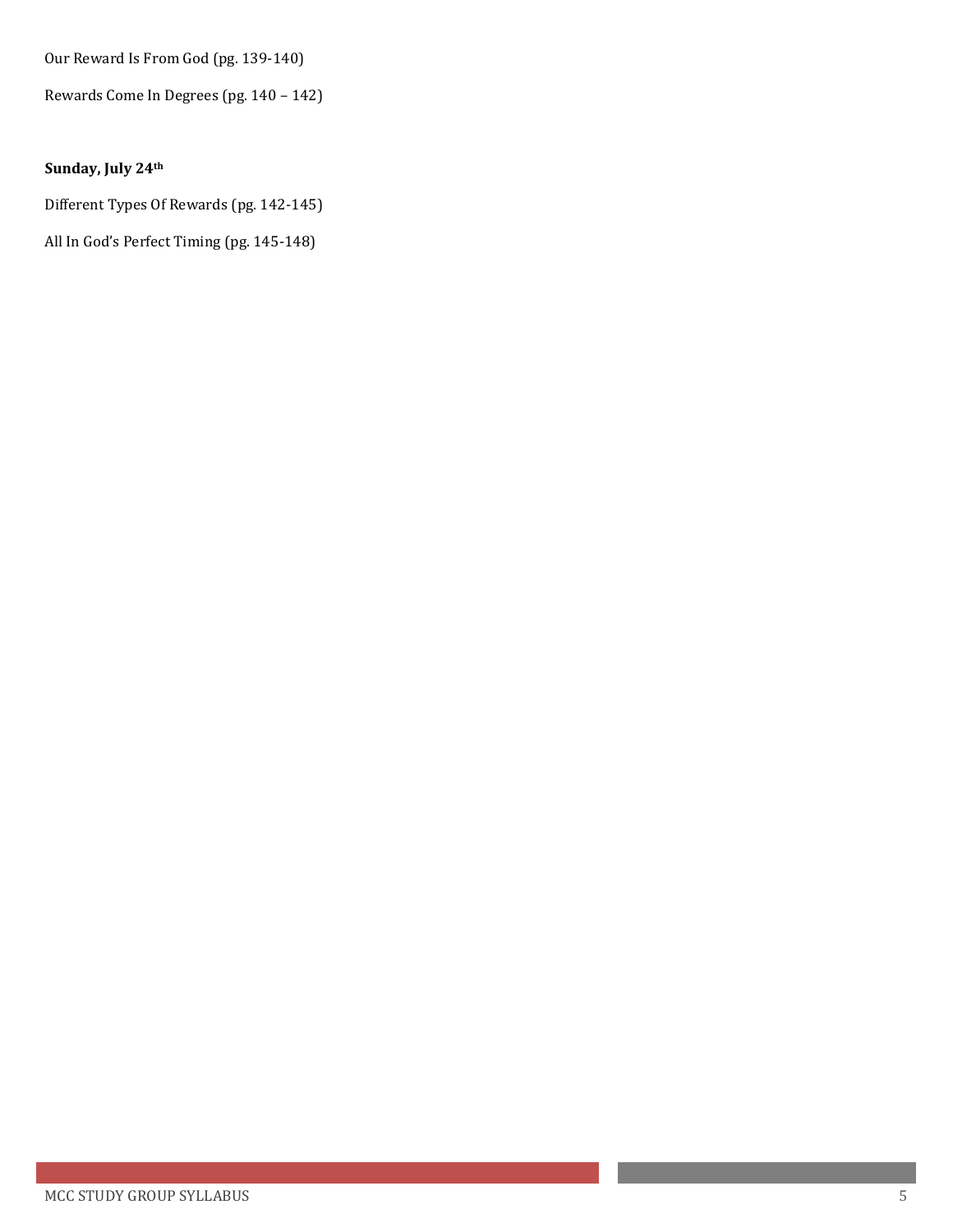Our Reward Is From God (pg. 139-140)

Rewards Come In Degrees (pg. 140 – 142)

**Sunday, July 24th**

Different Types Of Rewards (pg. 142-145)

All In God's Perfect Timing (pg. 145-148)